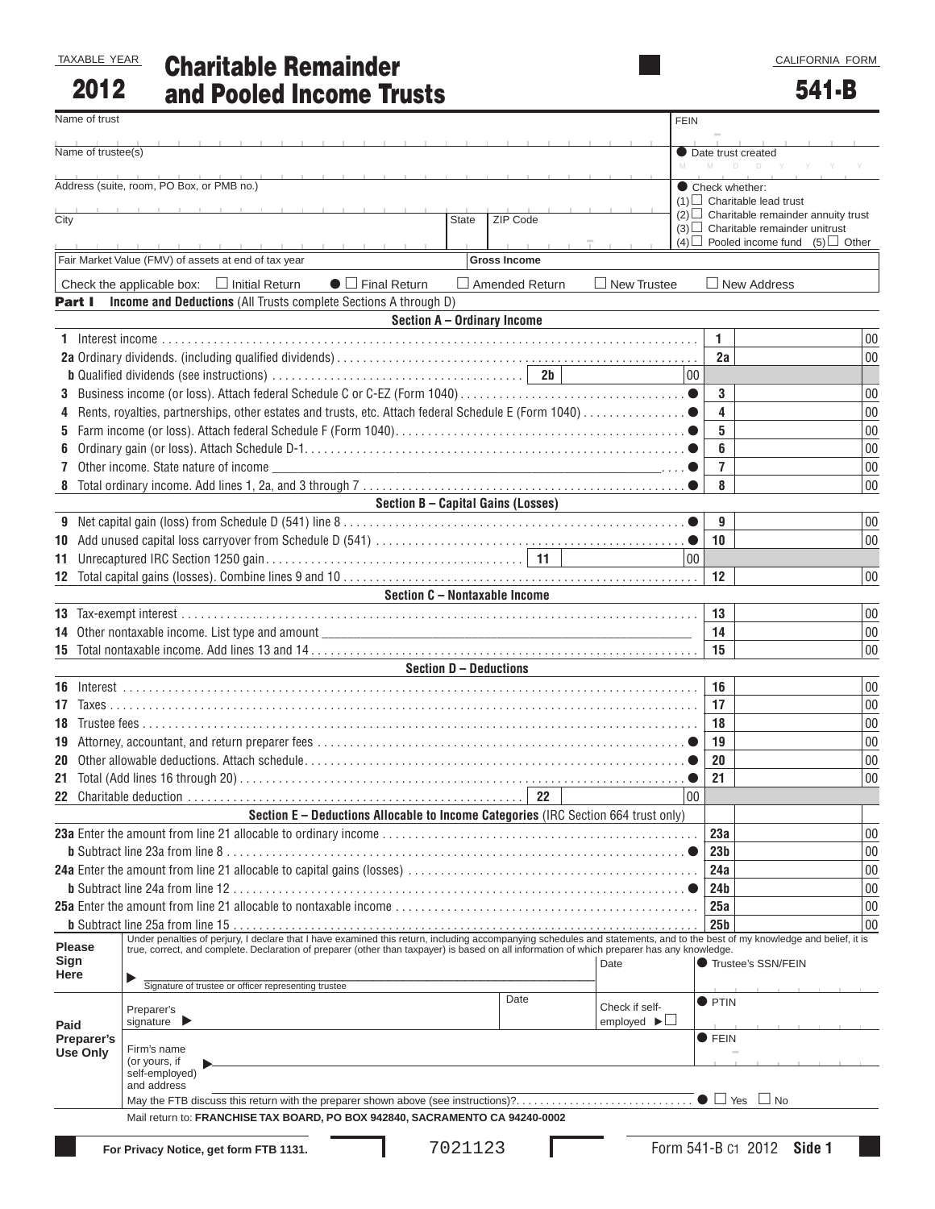TAXABLE YEAR

# 2012 Charitable Remainder and Pooled Income Trusts

CALIFORNIA FORM

# 541-B

Name of trust

FEIN

Name of trustee(s)

● Date trust created (M M D D Y Y Y Y)

Address (suite, room, PO Box, or PMB no.)

● Check whether:
(1) ☐ Charitable lead trust
(2) ☐ Charitable remainder annuity trust
(3) ☐ Charitable remainder unitrust
(4) ☐ Pooled income fund (5) ☐ Other

City | State | ZIP Code

Fair Market Value (FMV) of assets at end of tax year | Gross Income

Check the applicable box: ☐ Initial Return ● ☐ Final Return ☐ Amended Return ☐ New Trustee ☐ New Address

## Part I Income and Deductions (All Trusts complete Sections A through D)

### Section A – Ordinary Income

| | | | |
|---|---|---|---|
| 1 | Interest income | 1 | 00 |
| 2a | Ordinary dividends. (including qualified dividends) | 2a | 00 |
| b | Qualified dividends (see instructions) ..... 2b ____ 00 | | |
| 3 | Business income (or loss). Attach federal Schedule C or C-EZ (Form 1040) ● | 3 | 00 |
| 4 | Rents, royalties, partnerships, other estates and trusts, etc. Attach federal Schedule E (Form 1040) ● | 4 | 00 |
| 5 | Farm income (or loss). Attach federal Schedule F (Form 1040) ● | 5 | 00 |
| 6 | Ordinary gain (or loss). Attach Schedule D-1 ● | 6 | 00 |
| 7 | Other income. State nature of income ____ ● | 7 | 00 |
| 8 | Total ordinary income. Add lines 1, 2a, and 3 through 7 ● | 8 | 00 |

### Section B – Capital Gains (Losses)

| | | | |
|---|---|---|---|
| 9 | Net capital gain (loss) from Schedule D (541) line 8 ● | 9 | 00 |
| 10 | Add unused capital loss carryover from Schedule D (541) ● | 10 | 00 |
| 11 | Unrecaptured IRC Section 1250 gain ..... 11 ____ 00 | | |
| 12 | Total capital gains (losses). Combine lines 9 and 10 | 12 | 00 |

### Section C – Nontaxable Income

| | | | |
|---|---|---|---|
| 13 | Tax-exempt interest | 13 | 00 |
| 14 | Other nontaxable income. List type and amount ____ | 14 | 00 |
| 15 | Total nontaxable income. Add lines 13 and 14 | 15 | 00 |

### Section D – Deductions

| | | | |
|---|---|---|---|
| 16 | Interest | 16 | 00 |
| 17 | Taxes | 17 | 00 |
| 18 | Trustee fees | 18 | 00 |
| 19 | Attorney, accountant, and return preparer fees ● | 19 | 00 |
| 20 | Other allowable deductions. Attach schedule ● | 20 | 00 |
| 21 | Total (Add lines 16 through 20) ● | 21 | 00 |
| 22 | Charitable deduction ..... 22 ____ 00 | | |

### Section E – Deductions Allocable to Income Categories (IRC Section 664 trust only)

| | | | |
|---|---|---|---|
| 23a | Enter the amount from line 21 allocable to ordinary income | 23a | 00 |
| b | Subtract line 23a from line 8 ● | 23b | 00 |
| 24a | Enter the amount from line 21 allocable to capital gains (losses) | 24a | 00 |
| b | Subtract line 24a from line 12 ● | 24b | 00 |
| 25a | Enter the amount from line 21 allocable to nontaxable income | 25a | 00 |
| b | Subtract line 25a from line 15 | 25b | 00 |

**Please Sign Here**

Under penalties of perjury, I declare that I have examined this return, including accompanying schedules and statements, and to the best of my knowledge and belief, it is true, correct, and complete. Declaration of preparer (other than taxpayer) is based on all information of which preparer has any knowledge.

▶ Signature of trustee or officer representing trustee | Date | ● Trustee's SSN/FEIN

**Paid Preparer's Use Only**

Preparer's signature ▶ | Date | Check if self-employed ▶ ☐ | ● PTIN

Firm's name (or yours, if self-employed) and address ▶ | ● FEIN

May the FTB discuss this return with the preparer shown above (see instructions)? ● ☐ Yes ☐ No

Mail return to: **FRANCHISE TAX BOARD, PO BOX 942840, SACRAMENTO CA 94240-0002**

**For Privacy Notice, get form FTB 1131.** 7021123 Form 541-B C1 2012 **Side 1**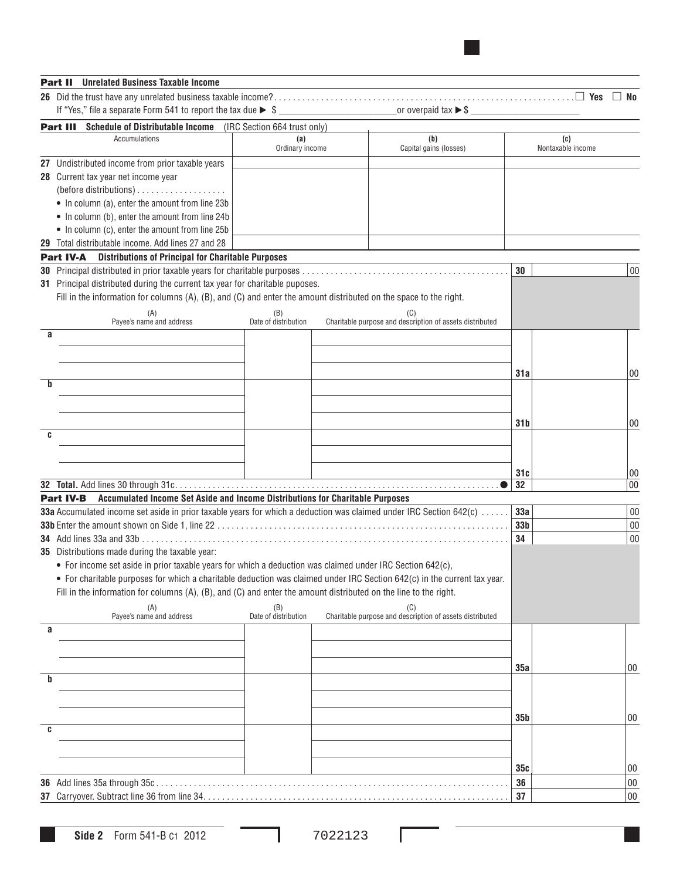## Part II Unrelated Business Taxable Income

**26** Did the trust have any unrelated business taxable income? ☐ Yes ☐ No

If "Yes," file a separate Form 541 to report the tax due ▶ $ ________________ or overpaid tax ▶ $ ________________

## Part III Schedule of Distributable Income (IRC Section 664 trust only)

| Accumulations | (a) Ordinary income | (b) Capital gains (losses) | (c) Nontaxable income |
|---|---|---|---|
| **27** Undistributed income from prior taxable years | | | |
| **28** Current tax year net income year (before distributions)<br>• In column (a), enter the amount from line 23b<br>• In column (b), enter the amount from line 24b<br>• In column (c), enter the amount from line 25b | | | |
| **29** Total distributable income. Add lines 27 and 28 | | | |

## Part IV-A Distributions of Principal for Charitable Purposes

**30** Principal distributed in prior taxable years for charitable purposes ........ **30** ______ 00

**31** Principal distributed during the current tax year for charitable puposes.

Fill in the information for columns (A), (B), and (C) and enter the amount distributed on the space to the right.

| | (A) Payee's name and address | (B) Date of distribution | (C) Charitable purpose and description of assets distributed | Line | Amount |
|---|---|---|---|---|---|
| a | | | | 31a | 00 |
| b | | | | 31b | 00 |
| c | | | | 31c | 00 |

**32** **Total.** Add lines 30 through 31c ........ ● **32** ______ 00

## Part IV-B Accumulated Income Set Aside and Income Distributions for Charitable Purposes

**33a** Accumulated income set aside in prior taxable years for which a deduction was claimed under IRC Section 642(c) ........ **33a** ______ 00

**33b** Enter the amount shown on Side 1, line 22 ........ **33b** ______ 00

**34** Add lines 33a and 33b ........ **34** ______ 00

**35** Distributions made during the taxable year:

- For income set aside in prior taxable years for which a deduction was claimed under IRC Section 642(c),
- For charitable purposes for which a charitable deduction was claimed under IRC Section 642(c) in the current tax year.

Fill in the information for columns (A), (B), and (C) and enter the amount distributed on the line to the right.

| | (A) Payee's name and address | (B) Date of distribution | (C) Charitable purpose and description of assets distributed | Line | Amount |
|---|---|---|---|---|---|
| a | | | | 35a | 00 |
| b | | | | 35b | 00 |
| c | | | | 35c | 00 |

**36** Add lines 35a through 35c ........ **36** ______ 00

**37** Carryover. Subtract line 36 from line 34 ........ **37** ______ 00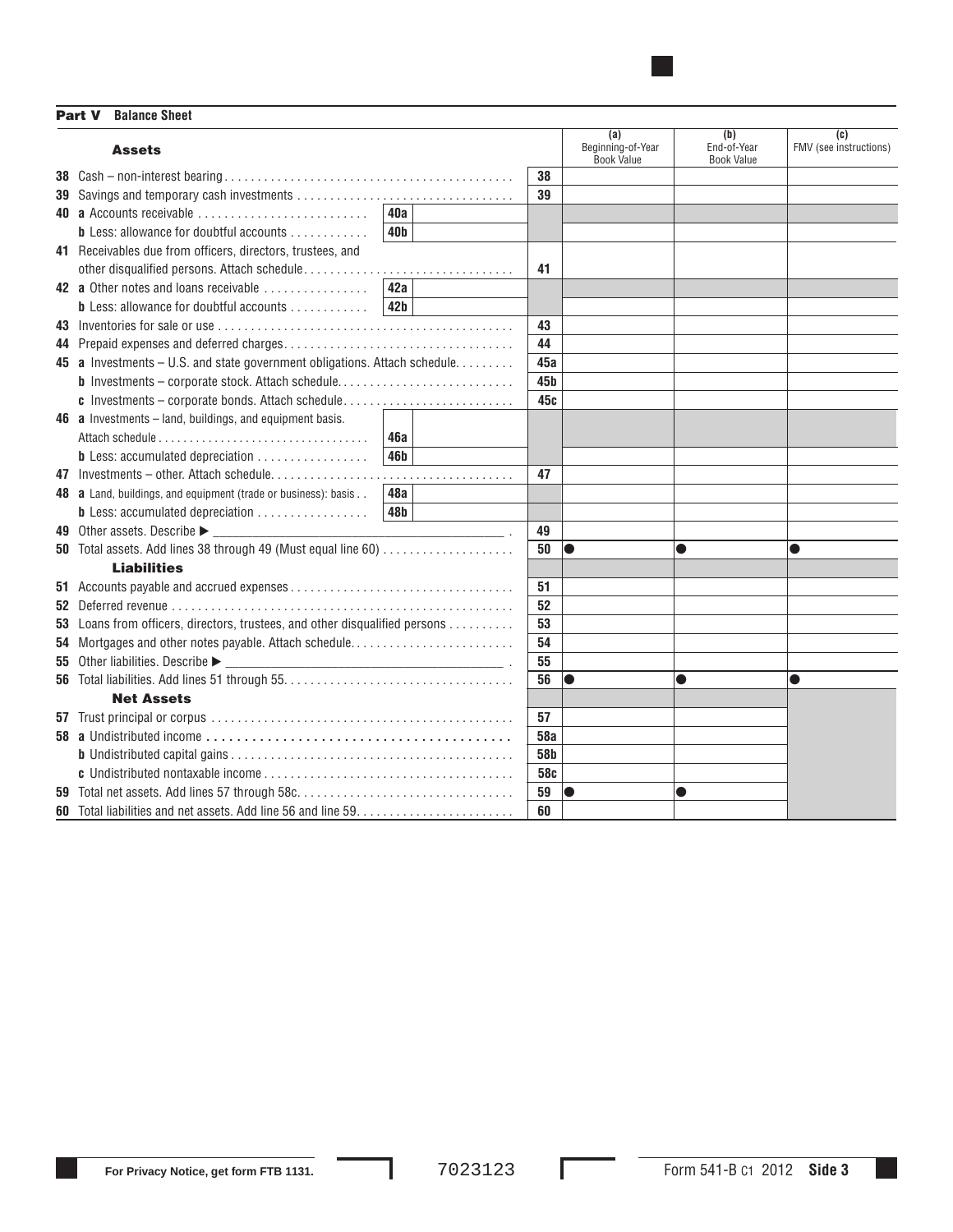## Part V Balance Sheet

| **Assets** | | | | (a) Beginning-of-Year Book Value | (b) End-of-Year Book Value | (c) FMV (see instructions) |
|---|---|---|---|---|---|---|
| **38** Cash – non-interest bearing | | | 38 | | | |
| **39** Savings and temporary cash investments | | | 39 | | | |
| **40 a** Accounts receivable | 40a | | | | | |
| **b** Less: allowance for doubtful accounts | 40b | | | | | |
| **41** Receivables due from officers, directors, trustees, and other disqualified persons. Attach schedule | | | 41 | | | |
| **42 a** Other notes and loans receivable | 42a | | | | | |
| **b** Less: allowance for doubtful accounts | 42b | | | | | |
| **43** Inventories for sale or use | | | 43 | | | |
| **44** Prepaid expenses and deferred charges | | | 44 | | | |
| **45 a** Investments – U.S. and state government obligations. Attach schedule | | | 45a | | | |
| **b** Investments – corporate stock. Attach schedule | | | 45b | | | |
| **c** Investments – corporate bonds. Attach schedule | | | 45c | | | |
| **46 a** Investments – land, buildings, and equipment basis. Attach schedule | 46a | | | | | |
| **b** Less: accumulated depreciation | 46b | | | | | |
| **47** Investments – other. Attach schedule | | | 47 | | | |
| **48 a** Land, buildings, and equipment (trade or business): basis | 48a | | | | | |
| **b** Less: accumulated depreciation | 48b | | | | | |
| **49** Other assets. Describe ▶ ______________________ | | | 49 | | | |
| **50** Total assets. Add lines 38 through 49 (Must equal line 60) | | | 50 | ● | ● | ● |
| **Liabilities** | | | | | | |
| **51** Accounts payable and accrued expenses | | | 51 | | | |
| **52** Deferred revenue | | | 52 | | | |
| **53** Loans from officers, directors, trustees, and other disqualified persons | | | 53 | | | |
| **54** Mortgages and other notes payable. Attach schedule | | | 54 | | | |
| **55** Other liabilities. Describe ▶ ______________________ | | | 55 | | | |
| **56** Total liabilities. Add lines 51 through 55 | | | 56 | ● | ● | ● |
| **Net Assets** | | | | | | |
| **57** Trust principal or corpus | | | 57 | | | |
| **58 a** Undistributed income | | | 58a | | | |
| **b** Undistributed capital gains | | | 58b | | | |
| **c** Undistributed nontaxable income | | | 58c | | | |
| **59** Total net assets. Add lines 57 through 58c | | | 59 | ● | ● | |
| **60** Total liabilities and net assets. Add line 56 and line 59 | | | 60 | | | |

For Privacy Notice, get form FTB 1131.

7023123

Form 541-B C1 2012 **Side 3**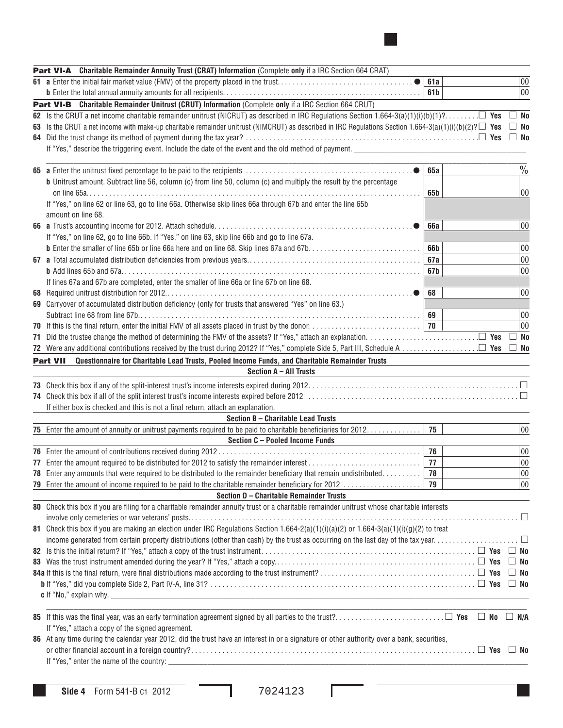**Part VI-A Charitable Remainder Annuity Trust (CRAT) Information** (Complete **only** if a IRC Section 664 CRAT)

| | | | |
|---|---|---|---|
| **61 a** Enter the initial fair market value (FMV) of the property placed in the trust ● | 61a | | 00 |
| **b** Enter the total annual annuity amounts for all recipients | 61b | | 00 |

**Part VI-B Charitable Remainder Unitrust (CRUT) Information** (Complete **only** if a IRC Section 664 CRUT)

**62** Is the CRUT a net income charitable remainder unitrust (NICRUT) as described in IRC Regulations Section 1.664-3(a)(1)(i)(b)(1)? ☐ Yes ☐ No

**63** Is the CRUT a net income with make-up charitable remainder unitrust (NIMCRUT) as described in IRC Regulations Section 1.664-3(a)(1)(i)(b)(2)? ☐ Yes ☐ No

**64** Did the trust change its method of payment during the tax year? ☐ Yes ☐ No

If "Yes," describe the triggering event. Include the date of the event and the old method of payment. ______

| | | | |
|---|---|---|---|
| **65 a** Enter the unitrust fixed percentage to be paid to the recipients ● | 65a | | % |
| **b** Unitrust amount. Subtract line 56, column (c) from line 50, column (c) and multiply the result by the percentage on line 65a | 65b | | 00 |
| If "Yes," on line 62 or line 63, go to line 66a. Otherwise skip lines 66a through 67b and enter the line 65b amount on line 68. | | | |
| **66 a** Trust's accounting income for 2012. Attach schedule ● | 66a | | 00 |
| If "Yes," on line 62, go to line 66b. If "Yes," on line 63, skip line 66b and go to line 67a. | | | |
| **b** Enter the smaller of line 65b or line 66a here and on line 68. Skip lines 67a and 67b | 66b | | 00 |
| **67 a** Total accumulated distribution deficiencies from previous years | 67a | | 00 |
| **b** Add lines 65b and 67a | 67b | | 00 |
| If lines 67a and 67b are completed, enter the smaller of line 66a or line 67b on line 68. | | | |
| **68** Required unitrust distribution for 2012 ● | 68 | | 00 |
| **69** Carryover of accumulated distribution deficiency (only for trusts that answered "Yes" on line 63.) Subtract line 68 from line 67b | 69 | | 00 |
| **70** If this is the final return, enter the initial FMV of all assets placed in trust by the donor | 70 | | 00 |

**71** Did the trustee change the method of determining the FMV of the assets? If "Yes," attach an explanation. ☐ Yes ☐ No

**72** Were any additional contributions received by the trust during 2012? If "Yes," complete Side 5, Part III, Schedule A ☐ Yes ☐ No

**Part VII Questionnaire for Charitable Lead Trusts, Pooled Income Funds, and Charitable Remainder Trusts**

**Section A – All Trusts**

**73** Check this box if any of the split-interest trust's income interests expired during 2012 ☐

**74** Check this box if all of the split interest trust's income interests expired before 2012 ☐

If either box is checked and this is not a final return, attach an explanation.

**Section B – Charitable Lead Trusts**

| | | | |
|---|---|---|---|
| **75** Enter the amount of annuity or unitrust payments required to be paid to charitable beneficiaries for 2012 | 75 | | 00 |

**Section C – Pooled Income Funds**

| | | | |
|---|---|---|---|
| **76** Enter the amount of contributions received during 2012 | 76 | | 00 |
| **77** Enter the amount required to be distributed for 2012 to satisfy the remainder interest | 77 | | 00 |
| **78** Enter any amounts that were required to be distributed to the remainder beneficiary that remain undistributed | 78 | | 00 |
| **79** Enter the amount of income required to be paid to the charitable remainder beneficiary for 2012 | 79 | | 00 |

**Section D – Charitable Remainder Trusts**

**80** Check this box if you are filing for a charitable remainder annuity trust or a charitable remainder unitrust whose charitable interests involve only cemeteries or war veterans' posts ☐

**81** Check this box if you are making an election under IRC Regulations Section 1.664-2(a)(1)(i)(a)(2) or 1.664-3(a)(1)(i)(g)(2) to treat income generated from certain property distributions (other than cash) by the trust as occurring on the last day of the tax year ☐

**82** Is this the initial return? If "Yes," attach a copy of the trust instrument ☐ Yes ☐ No

**83** Was the trust instrument amended during the year? If "Yes," attach a copy ☐ Yes ☐ No

**84a** If this is the final return, were final distributions made according to the trust instrument? ☐ Yes ☐ No

**b** If "Yes," did you complete Side 2, Part IV-A, line 31? ☐ Yes ☐ No

**c** If "No," explain why. ______

**85** If this was the final year, was an early termination agreement signed by all parties to the trust? ☐ Yes ☐ No ☐ N/A

If "Yes," attach a copy of the signed agreement.

**86** At any time during the calendar year 2012, did the trust have an interest in or a signature or other authority over a bank, securities, or other financial account in a foreign country? ☐ Yes ☐ No

If "Yes," enter the name of the country: ______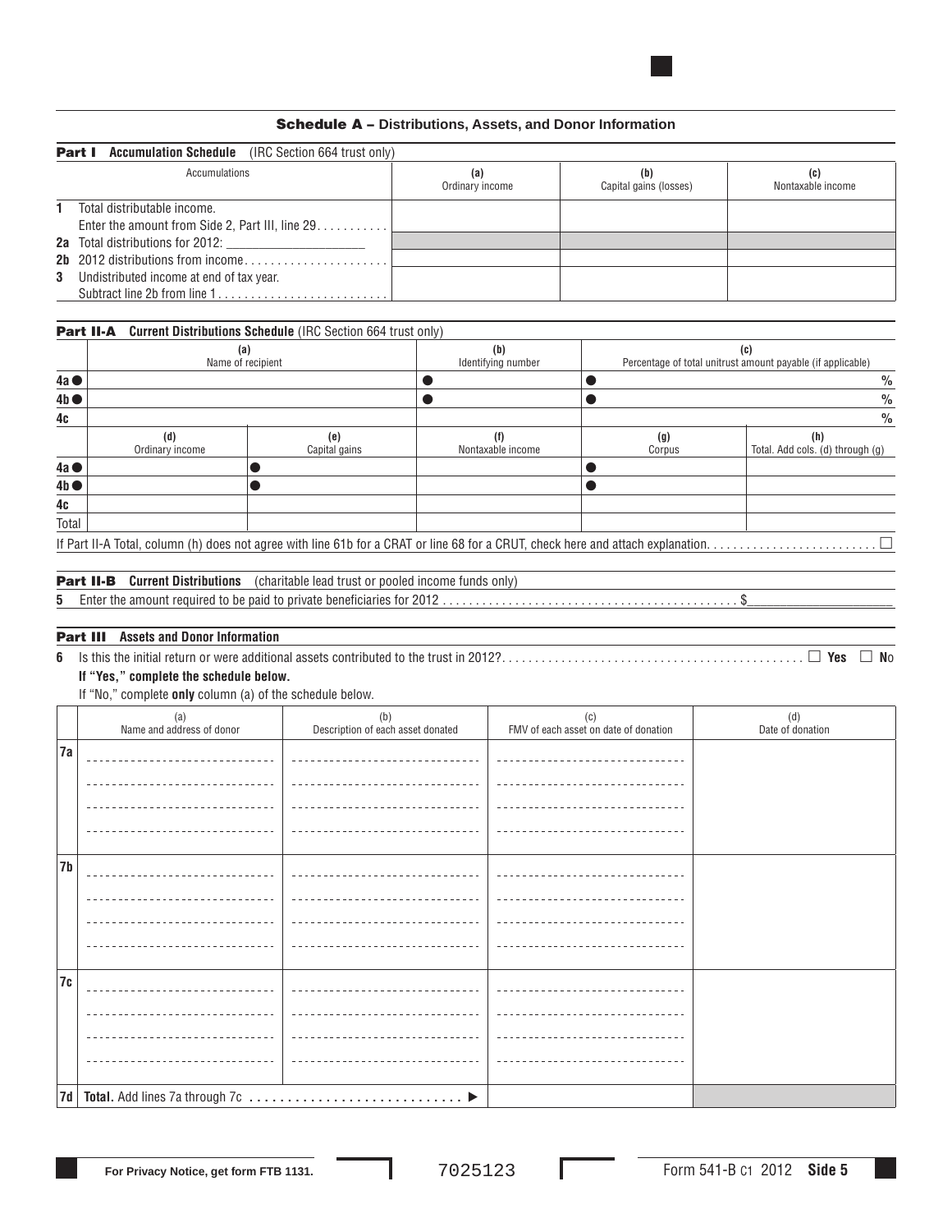## Schedule A – Distributions, Assets, and Donor Information

**Part I Accumulation Schedule** (IRC Section 664 trust only)

| Accumulations | (a) Ordinary income | (b) Capital gains (losses) | (c) Nontaxable income |
|---|---|---|---|
| **1** Total distributable income. Enter the amount from Side 2, Part III, line 29 | | | |
| **2a** Total distributions for 2012: ____________________ | | | |
| **2b** 2012 distributions from income | | | |
| **3** Undistributed income at end of tax year. Subtract line 2b from line 1 | | | |

**Part II-A Current Distributions Schedule** (IRC Section 664 trust only)

| | (a) Name of recipient | (b) Identifying number | (c) Percentage of total unitrust amount payable (if applicable) |
|---|---|---|---|
| 4a ● | | ● | ● % |
| 4b ● | | ● | ● % |
| 4c | | | % |

| | (d) Ordinary income | (e) Capital gains | (f) Nontaxable income | (g) Corpus | (h) Total. Add cols. (d) through (g) |
|---|---|---|---|---|---|
| 4a ● | | ● | | ● | |
| 4b ● | | ● | | ● | |
| 4c | | | | | |
| Total | | | | | |

If Part II-A Total, column (h) does not agree with line 61b for a CRAT or line 68 for a CRUT, check here and attach explanation. . . . . . . . . . . . . . . . . . . . . . . . . . ☐

**Part II-B Current Distributions** (charitable lead trust or pooled income funds only)

**5** Enter the amount required to be paid to private beneficiaries for 2012 . . . . . . . . . . . . . . . . . . . . . . . . . . . . . . . . . . . . . . . . . . . . $____________________

**Part III Assets and Donor Information**

**6** Is this the initial return or were additional assets contributed to the trust in 2012? . . . . . . . . . . . . . . . . . . . . . . . . . . . . . . . . . . . . . . . . . . . . ☐ **Yes** ☐ **No**

**If "Yes," complete the schedule below.**

If "No," complete **only** column (a) of the schedule below.

| | (a) Name and address of donor | (b) Description of each asset donated | (c) FMV of each asset on date of donation | (d) Date of donation |
|---|---|---|---|---|
| 7a | | | | |
| 7b | | | | |
| 7c | | | | |
| 7d | **Total.** Add lines 7a through 7c ▶ | | | |

For Privacy Notice, get form FTB 1131.

7025123

Form 541-B C1 2012 **Side 5**